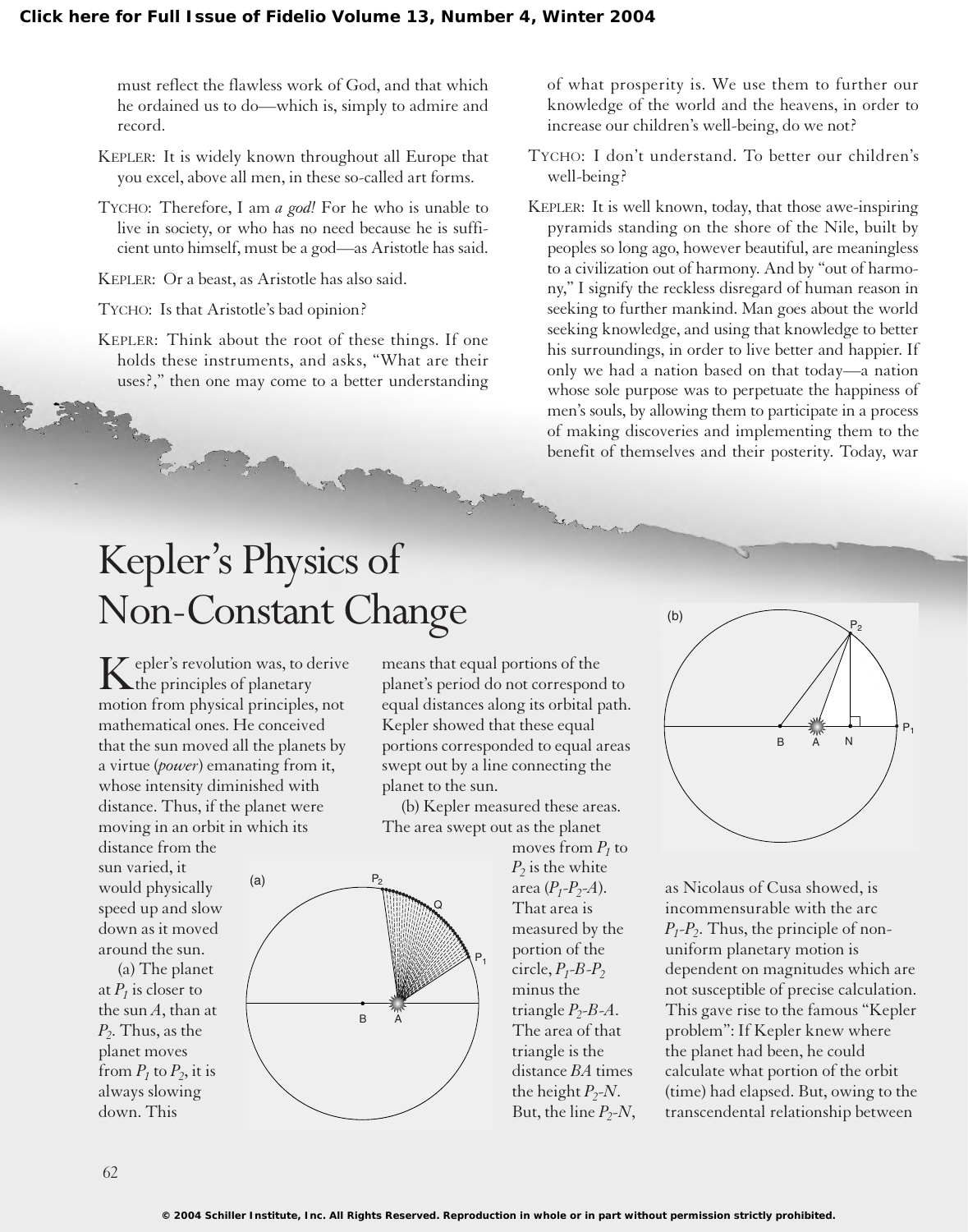must reflect the flawless work of God, and that which he ordained us to do—which is, simply to admire and record.

KEPLER: It is widely known throughout all Europe that you excel, above all men, in these so-called art forms.

TYCHO: Therefore, I am *a god!* For he who is unable to live in society, or who has no need because he is sufficient unto himself, must be a god—as Aristotle has said.

KEPLER: Or a beast, as Aristotle has also said.

TYCHO: Is that Aristotle's bad opinion?

KEPLER: Think about the root of these things. If one holds these instruments, and asks, "What are their uses?," then one may come to a better understanding of what prosperity is. We use them to further our knowledge of the world and the heavens, in order to increase our children's well-being, do we not?

TYCHO: I don't understand. To better our children's well-being?

KEPLER: It is well known, today, that those awe-inspiring pyramids standing on the shore of the Nile, built by peoples so long ago, however beautiful, are meaningless to a civilization out of harmony. And by "out of harmony," I signify the reckless disregard of human reason in seeking to further mankind. Man goes about the world seeking knowledge, and using that knowledge to better his surroundings, in order to live better and happier. If only we had a nation based on that today—a nation whose sole purpose was to perpetuate the happiness of men's souls, by allowing them to participate in a process of making discoveries and implementing them to the benefit of themselves and their posterity. Today, war

# Kepler's Physics of Non-Constant Change

Kepler's revolution was, to derive the principles of planetary motion from physical principles, not mathematical ones. He conceived that the sun moved all the planets by a virtue (*power*) emanating from it, whose intensity diminished with distance. Thus, if the planet were moving in an orbit in which its distance from the sun varied, it would physically speed up and slow down as it moved around the sun.

(a) The planet at $P_1$ is closer to the sun $A$, than at $P_2$. Thus, as the planet moves from $P_1$ to $P_2$, it is always slowing down. This means that equal portions of the planet's period do not correspond to equal distances along its orbital path. Kepler showed that these equal portions corresponded to equal areas swept out by a line connecting the planet to the sun.

(b) Kepler measured these areas. The area swept out as the planet moves from $P_1$ to $P_2$ is the white area ($P_1$-$P_2$-$A$). That area is measured by the portion of the circle, $P_1$-$B$-$P_2$ minus the triangle $P_2$-$B$-$A$. The area of that triangle is the distance $BA$ times the height $P_2$-$N$. But, the line $P_2$-$N$, as Nicolaus of Cusa showed, is incommensurable with the arc $P_1$-$P_2$. Thus, the principle of non-uniform planetary motion is dependent on magnitudes which are not susceptible of precise calculation. This gave rise to the famous "Kepler problem": If Kepler knew where the planet had been, he could calculate what portion of the orbit (time) had elapsed. But, owing to the transcendental relationship between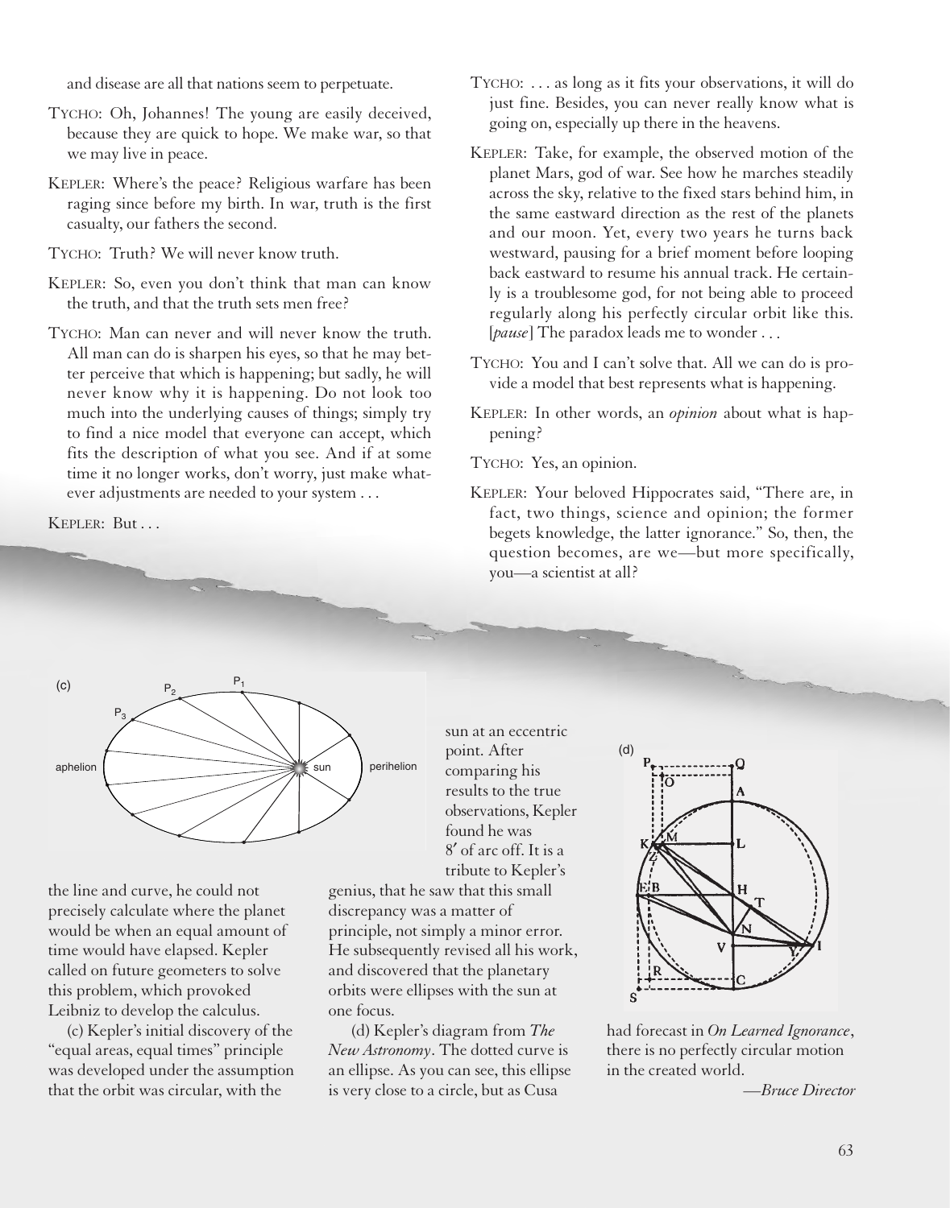and disease are all that nations seem to perpetuate.

TYCHO: Oh, Johannes! The young are easily deceived, because they are quick to hope. We make war, so that we may live in peace.

KEPLER: Where's the peace? Religious warfare has been raging since before my birth. In war, truth is the first casualty, our fathers the second.

TYCHO: Truth? We will never know truth.

KEPLER: So, even you don't think that man can know the truth, and that the truth sets men free?

TYCHO: Man can never and will never know the truth. All man can do is sharpen his eyes, so that he may better perceive that which is happening; but sadly, he will never know why it is happening. Do not look too much into the underlying causes of things; simply try to find a nice model that everyone can accept, which fits the description of what you see. And if at some time it no longer works, don't worry, just make whatever adjustments are needed to your system . . .

KEPLER: But . . .

TYCHO: . . . as long as it fits your observations, it will do just fine. Besides, you can never really know what is going on, especially up there in the heavens.

KEPLER: Take, for example, the observed motion of the planet Mars, god of war. See how he marches steadily across the sky, relative to the fixed stars behind him, in the same eastward direction as the rest of the planets and our moon. Yet, every two years he turns back westward, pausing for a brief moment before looping back eastward to resume his annual track. He certainly is a troublesome god, for not being able to proceed regularly along his perfectly circular orbit like this. [*pause*] The paradox leads me to wonder . . .

TYCHO: You and I can't solve that. All we can do is provide a model that best represents what is happening.

KEPLER: In other words, an *opinion* about what is happening?

TYCHO: Yes, an opinion.

KEPLER: Your beloved Hippocrates said, "There are, in fact, two things, science and opinion; the former begets knowledge, the latter ignorance." So, then, the question becomes, are we—but more specifically, you—a scientist at all?

(c)

P1 P2 P3

aphelion sun perihelion

the line and curve, he could not precisely calculate where the planet would be when an equal amount of time would have elapsed. Kepler called on future geometers to solve this problem, which provoked Leibniz to develop the calculus.

(c) Kepler's initial discovery of the "equal areas, equal times" principle was developed under the assumption that the orbit was circular, with the sun at an eccentric point. After comparing his results to the true observations, Kepler found he was 8′ of arc off. It is a tribute to Kepler's genius, that he saw that this small discrepancy was a matter of principle, not simply a minor error. He subsequently revised all his work, and discovered that the planetary orbits were ellipses with the sun at one focus.

(d)

P Q O A K M L Z E B H T N V Y I R C S

(d) Kepler's diagram from *The New Astronomy*. The dotted curve is an ellipse. As you can see, this ellipse is very close to a circle, but as Cusa had forecast in *On Learned Ignorance*, there is no perfectly circular motion in the created world.

*—Bruce Director*